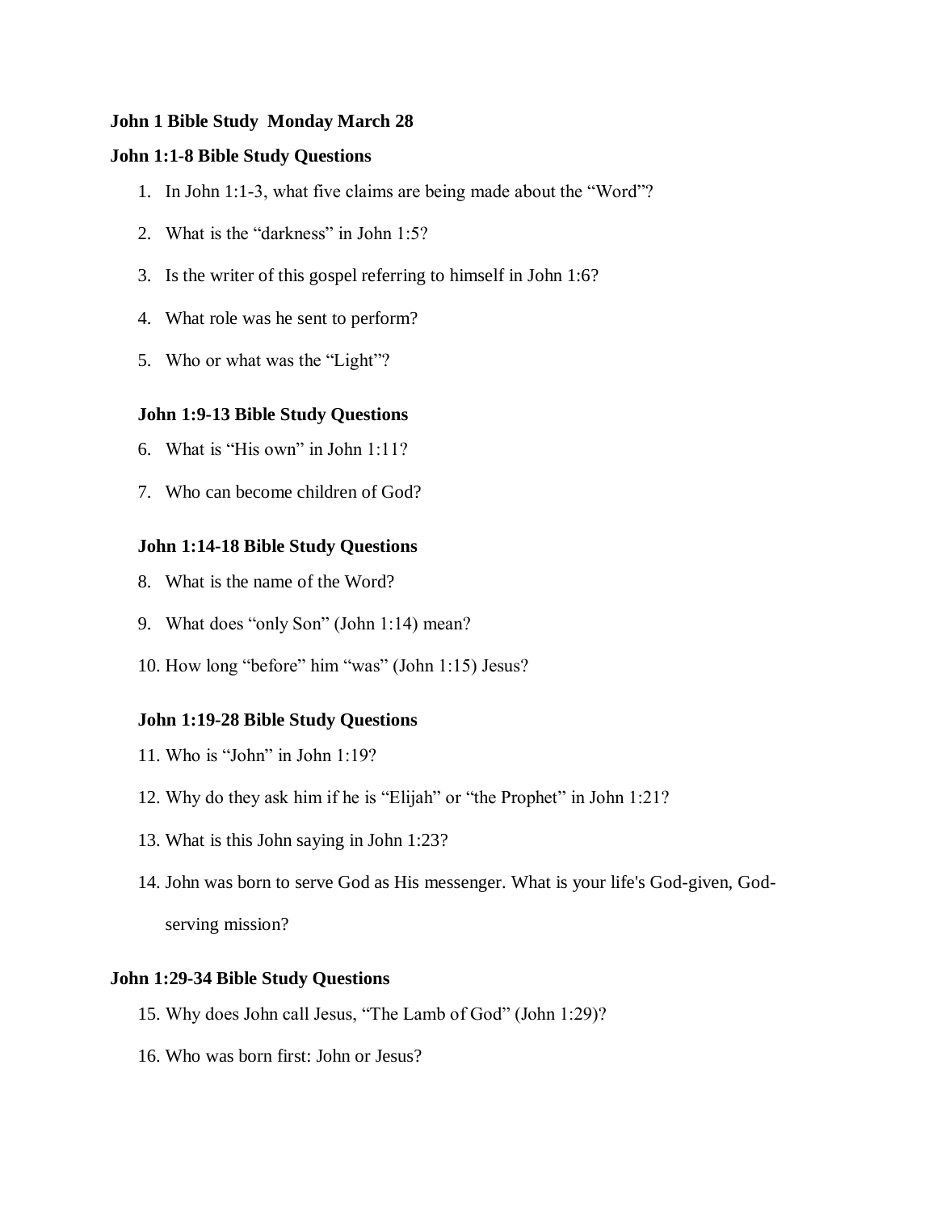## John 1 Bible Study Monday March 28

### John 1:1-8 Bible Study Questions

1. In John 1:1-3, what five claims are being made about the "Word"?
2. What is the "darkness" in John 1:5?
3. Is the writer of this gospel referring to himself in John 1:6?
4. What role was he sent to perform?
5. Who or what was the "Light"?

### John 1:9-13 Bible Study Questions

6. What is "His own" in John 1:11?
7. Who can become children of God?

### John 1:14-18 Bible Study Questions

8. What is the name of the Word?
9. What does "only Son" (John 1:14) mean?
10. How long "before" him "was" (John 1:15) Jesus?

### John 1:19-28 Bible Study Questions

11. Who is "John" in John 1:19?
12. Why do they ask him if he is "Elijah" or "the Prophet" in John 1:21?
13. What is this John saying in John 1:23?
14. John was born to serve God as His messenger. What is your life's God-given, God-serving mission?

### John 1:29-34 Bible Study Questions

15. Why does John call Jesus, "The Lamb of God" (John 1:29)?
16. Who was born first: John or Jesus?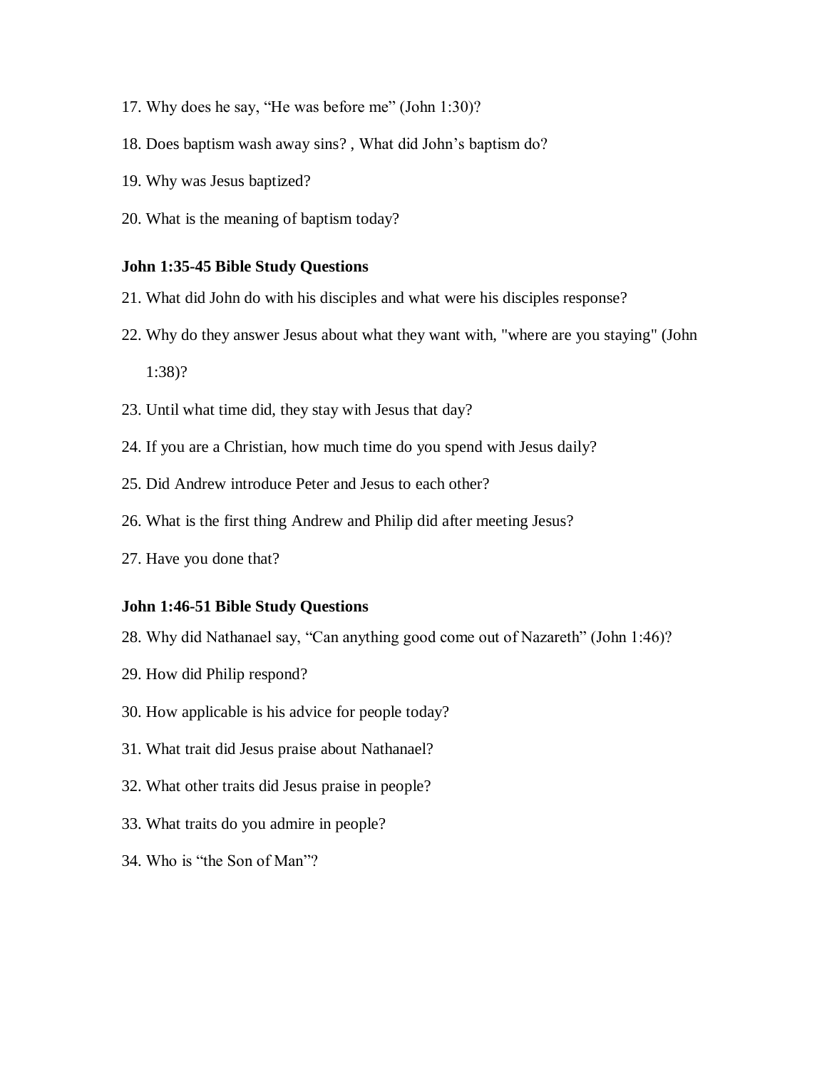17. Why does he say, “He was before me” (John 1:30)?
18. Does baptism wash away sins? , What did John’s baptism do?
19. Why was Jesus baptized?
20. What is the meaning of baptism today?

**John 1:35-45 Bible Study Questions**

21. What did John do with his disciples and what were his disciples response?
22. Why do they answer Jesus about what they want with, "where are you staying" (John 1:38)?
23. Until what time did, they stay with Jesus that day?
24. If you are a Christian, how much time do you spend with Jesus daily?
25. Did Andrew introduce Peter and Jesus to each other?
26. What is the first thing Andrew and Philip did after meeting Jesus?
27. Have you done that?

**John 1:46-51 Bible Study Questions**

28. Why did Nathanael say, “Can anything good come out of Nazareth” (John 1:46)?
29. How did Philip respond?
30. How applicable is his advice for people today?
31. What trait did Jesus praise about Nathanael?
32. What other traits did Jesus praise in people?
33. What traits do you admire in people?
34. Who is “the Son of Man”?